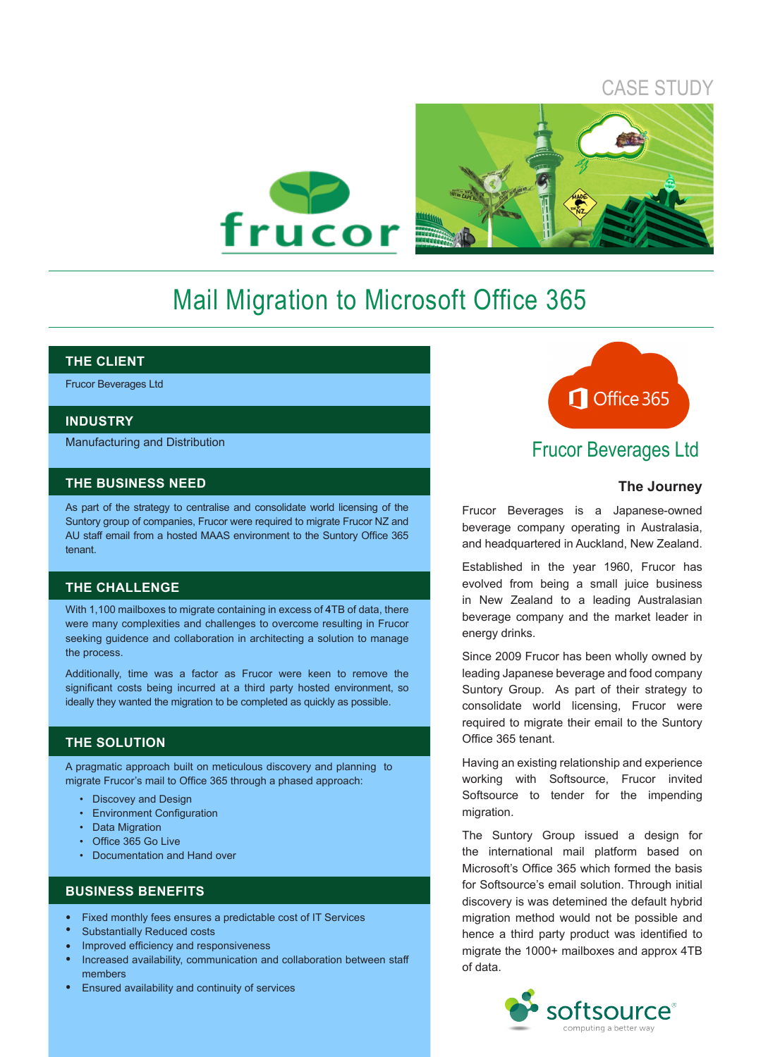CASE STUDY

# Mail Migration to Microsoft Office 365

## THE CLIENT

Frucor Beverages Ltd

## INDUSTRY

Manufacturing and Distribution

## THE BUSINESS NEED

As part of the strategy to centralise and consolidate world licensing of the Suntory group of companies, Frucor were required to migrate Frucor NZ and AU staff email from a hosted MAAS environment to the Suntory Office 365 tenant.

## THE CHALLENGE

With 1,100 mailboxes to migrate containing in excess of 4TB of data, there were many complexities and challenges to overcome resulting in Frucor seeking guidance and collaboration in architecting a solution to manage the process.

Additionally, time was a factor as Frucor were keen to remove the significant costs being incurred at a third party hosted environment, so ideally they wanted the migration to be completed as quickly as possible.

## THE SOLUTION

A pragmatic approach built on meticulous discovery and planning to migrate Frucor's mail to Office 365 through a phased approach:

- Discovery and Design
- Environment Configuration
- Data Migration
- Office 365 Go Live
- Documentation and Hand over

## BUSINESS BENEFITS

- Fixed monthly fees ensures a predictable cost of IT Services
- Substantially Reduced costs
- Improved efficiency and responsiveness
- Increased availability, communication and collaboration between staff members
- Ensured availability and continuity of services

## Frucor Beverages Ltd

### The Journey

Frucor Beverages is a Japanese-owned beverage company operating in Australasia, and headquartered in Auckland, New Zealand.

Established in the year 1960, Frucor has evolved from being a small juice business in New Zealand to a leading Australasian beverage company and the market leader in energy drinks.

Since 2009 Frucor has been wholly owned by leading Japanese beverage and food company Suntory Group. As part of their strategy to consolidate world licensing, Frucor were required to migrate their email to the Suntory Office 365 tenant.

Having an existing relationship and experience working with Softsource, Frucor invited Softsource to tender for the impending migration.

The Suntory Group issued a design for the international mail platform based on Microsoft's Office 365 which formed the basis for Softsource's email solution. Through initial discovery is was detemined the default hybrid migration method would not be possible and hence a third party product was identified to migrate the 1000+ mailboxes and approx 4TB of data.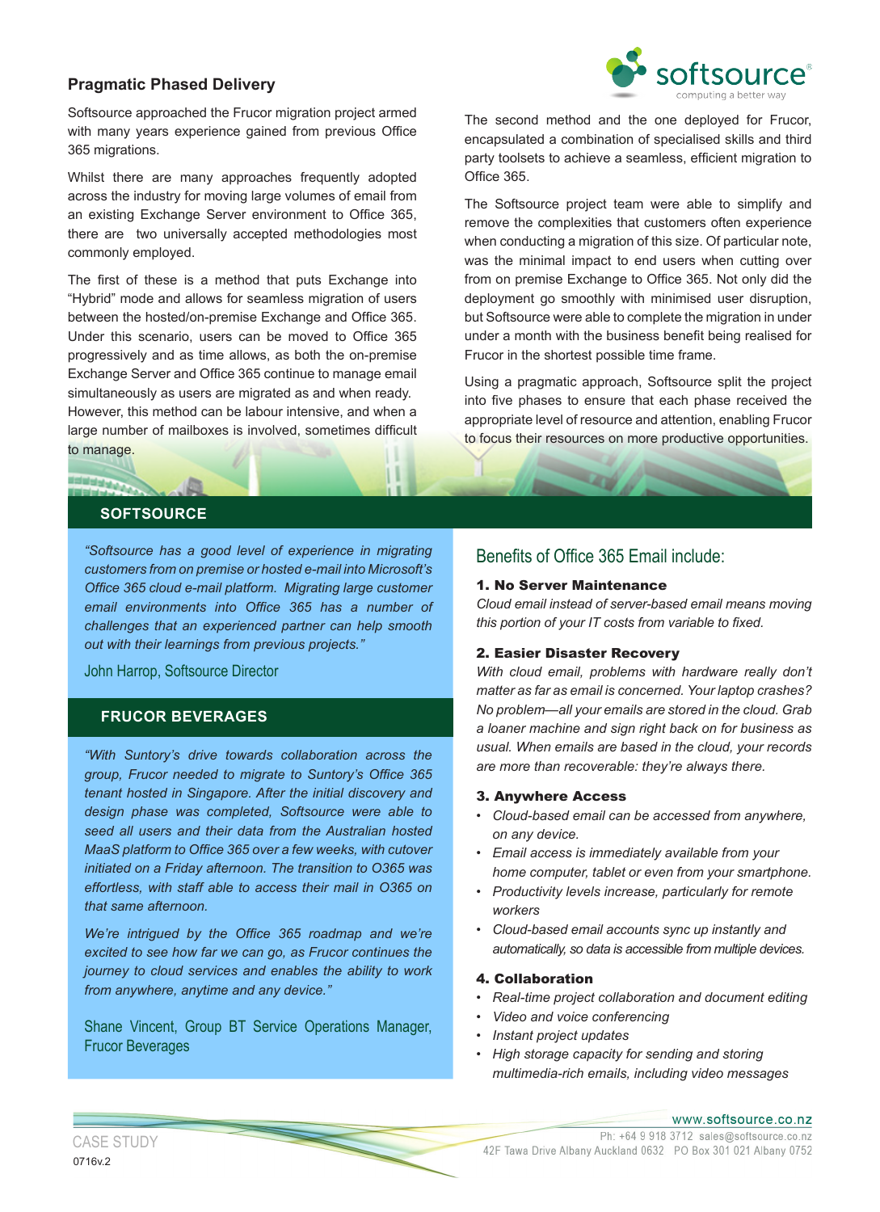## Pragmatic Phased Delivery

Softsource approached the Frucor migration project armed with many years experience gained from previous Office 365 migrations.

Whilst there are many approaches frequently adopted across the industry for moving large volumes of email from an existing Exchange Server environment to Office 365, there are two universally accepted methodologies most commonly employed.

The first of these is a method that puts Exchange into "Hybrid" mode and allows for seamless migration of users between the hosted/on-premise Exchange and Office 365. Under this scenario, users can be moved to Office 365 progressively and as time allows, as both the on-premise Exchange Server and Office 365 continue to manage email simultaneously as users are migrated as and when ready. However, this method can be labour intensive, and when a large number of mailboxes is involved, sometimes difficult to manage.

The second method and the one deployed for Frucor, encapsulated a combination of specialised skills and third party toolsets to achieve a seamless, efficient migration to Office 365.

The Softsource project team were able to simplify and remove the complexities that customers often experience when conducting a migration of this size. Of particular note, was the minimal impact to end users when cutting over from on premise Exchange to Office 365. Not only did the deployment go smoothly with minimised user disruption, but Softsource were able to complete the migration in under under a month with the business benefit being realised for Frucor in the shortest possible time frame.

Using a pragmatic approach, Softsource split the project into five phases to ensure that each phase received the appropriate level of resource and attention, enabling Frucor to focus their resources on more productive opportunities.

### SOFTSOURCE

*"Softsource has a good level of experience in migrating customers from on premise or hosted e-mail into Microsoft's Office 365 cloud e-mail platform. Migrating large customer email environments into Office 365 has a number of challenges that an experienced partner can help smooth out with their learnings from previous projects."*

John Harrop, Softsource Director

### FRUCOR BEVERAGES

*"With Suntory's drive towards collaboration across the group, Frucor needed to migrate to Suntory's Office 365 tenant hosted in Singapore. After the initial discovery and design phase was completed, Softsource were able to seed all users and their data from the Australian hosted MaaS platform to Office 365 over a few weeks, with cutover initiated on a Friday afternoon. The transition to O365 was effortless, with staff able to access their mail in O365 on that same afternoon.*

*We're intrigued by the Office 365 roadmap and we're excited to see how far we can go, as Frucor continues the journey to cloud services and enables the ability to work from anywhere, anytime and any device."*

Shane Vincent, Group BT Service Operations Manager, Frucor Beverages

## Benefits of Office 365 Email include:

**1. No Server Maintenance**

*Cloud email instead of server-based email means moving this portion of your IT costs from variable to fixed.*

**2. Easier Disaster Recovery**

*With cloud email, problems with hardware really don't matter as far as email is concerned. Your laptop crashes? No problem—all your emails are stored in the cloud. Grab a loaner machine and sign right back on for business as usual. When emails are based in the cloud, your records are more than recoverable: they're always there.*

**3. Anywhere Access**

- *Cloud-based email can be accessed from anywhere, on any device.*
- *Email access is immediately available from your home computer, tablet or even from your smartphone.*
- *Productivity levels increase, particularly for remote workers*
- *Cloud-based email accounts sync up instantly and automatically, so data is accessible from multiple devices.*

**4. Collaboration**

- *Real-time project collaboration and document editing*
- *Video and voice conferencing*
- *Instant project updates*
- *High storage capacity for sending and storing multimedia-rich emails, including video messages*

CASE STUDY

0716v.2

www.softsource.co.nz

Ph: +64 9 918 3712 sales@softsource.co.nz

42F Tawa Drive Albany Auckland 0632 PO Box 301 021 Albany 0752